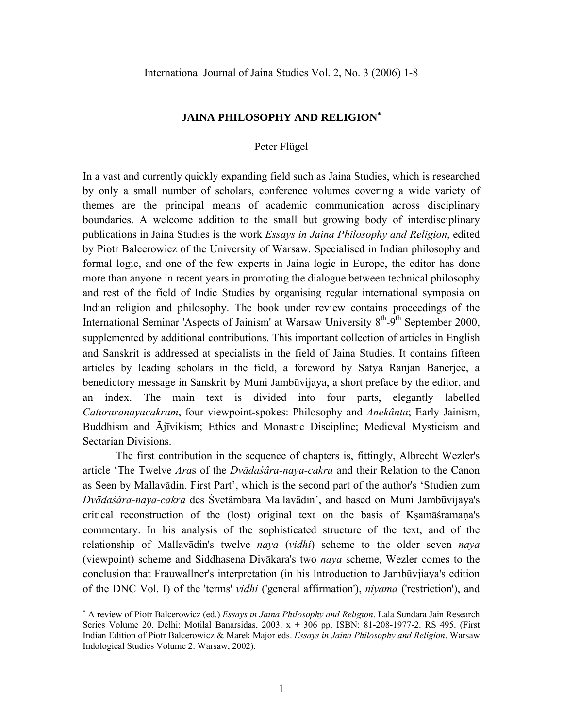# JAINA PHILOSOPHY AND RELIGION*

Peter Flügel

In a vast and currently quickly expanding field such as Jaina Studies, which is researched by only a small number of scholars, conference volumes covering a wide variety of themes are the principal means of academic communication across disciplinary boundaries. A welcome addition to the small but growing body of interdisciplinary publications in Jaina Studies is the work *Essays in Jaina Philosophy and Religion*, edited by Piotr Balcerowicz of the University of Warsaw. Specialised in Indian philosophy and formal logic, and one of the few experts in Jaina logic in Europe, the editor has done more than anyone in recent years in promoting the dialogue between technical philosophy and rest of the field of Indic Studies by organising regular international symposia on Indian religion and philosophy. The book under review contains proceedings of the International Seminar 'Aspects of Jainism' at Warsaw University 8th-9th September 2000, supplemented by additional contributions. This important collection of articles in English and Sanskrit is addressed at specialists in the field of Jaina Studies. It contains fifteen articles by leading scholars in the field, a foreword by Satya Ranjan Banerjee, a benedictory message in Sanskrit by Muni Jambūvijaya, a short preface by the editor, and an index. The main text is divided into four parts, elegantly labelled *Caturaranayacakram*, four viewpoint-spokes: Philosophy and *Anekânta*; Early Jainism, Buddhism and Ājīvikism; Ethics and Monastic Discipline; Medieval Mysticism and Sectarian Divisions.

The first contribution in the sequence of chapters is, fittingly, Albrecht Wezler's article 'The Twelve *Ara*s of the *Dvādaśâra-naya-cakra* and their Relation to the Canon as Seen by Mallavādin. First Part', which is the second part of the author's 'Studien zum *Dvādaśâra-naya-cakra* des Śvetâmbara Mallavādin', and based on Muni Jambūvijaya's critical reconstruction of the (lost) original text on the basis of Kṣamāśramaṇa's commentary. In his analysis of the sophisticated structure of the text, and of the relationship of Mallavādin's twelve *naya* (*vidhi*) scheme to the older seven *naya* (viewpoint) scheme and Siddhasena Divākara's two *naya* scheme, Wezler comes to the conclusion that Frauwallner's interpretation (in his Introduction to Jambūvjiaya's edition of the DNC Vol. I) of the 'terms' *vidhi* ('general affirmation'), *niyama* ('restriction'), and

---

* A review of Piotr Balcerowicz (ed.) *Essays in Jaina Philosophy and Religion*. Lala Sundara Jain Research Series Volume 20. Delhi: Motilal Banarsidas, 2003. x + 306 pp. ISBN: 81-208-1977-2. RS 495. (First Indian Edition of Piotr Balcerowicz & Marek Major eds. *Essays in Jaina Philosophy and Religion*. Warsaw Indological Studies Volume 2. Warsaw, 2002).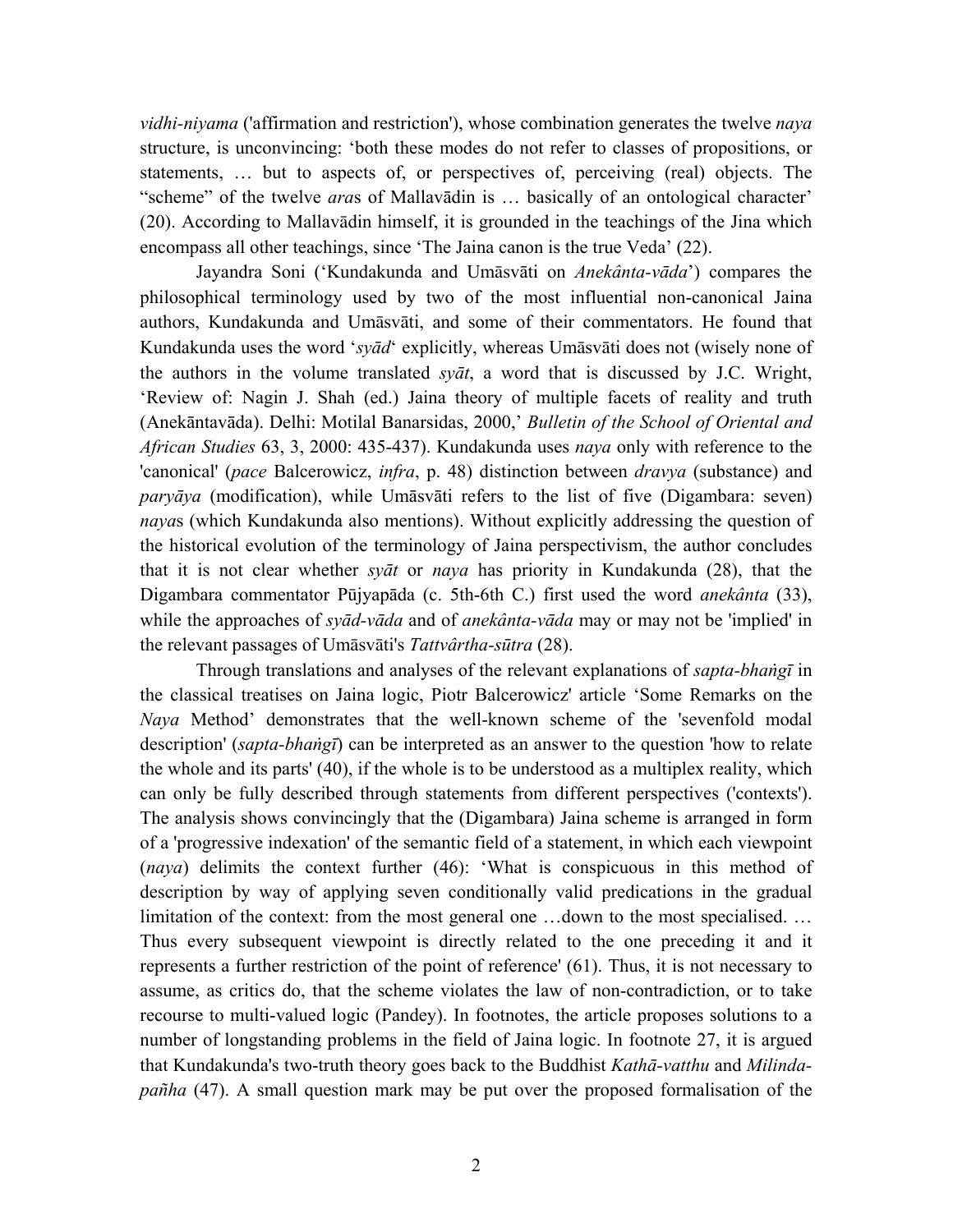*vidhi-niyama* ('affirmation and restriction'), whose combination generates the twelve *naya* structure, is unconvincing: 'both these modes do not refer to classes of propositions, or statements, … but to aspects of, or perspectives of, perceiving (real) objects. The "scheme" of the twelve *ara*s of Mallavādin is … basically of an ontological character' (20). According to Mallavādin himself, it is grounded in the teachings of the Jina which encompass all other teachings, since 'The Jaina canon is the true Veda' (22).

Jayandra Soni ('Kundakunda and Umāsvāti on *Anekânta-vāda*') compares the philosophical terminology used by two of the most influential non-canonical Jaina authors, Kundakunda and Umāsvāti, and some of their commentators. He found that Kundakunda uses the word '*syād*' explicitly, whereas Umāsvāti does not (wisely none of the authors in the volume translated *syāt*, a word that is discussed by J.C. Wright, 'Review of: Nagin J. Shah (ed.) Jaina theory of multiple facets of reality and truth (Anekāntavāda). Delhi: Motilal Banarsidas, 2000,' *Bulletin of the School of Oriental and African Studies* 63, 3, 2000: 435-437). Kundakunda uses *naya* only with reference to the 'canonical' (*pace* Balcerowicz, *infra*, p. 48) distinction between *dravya* (substance) and *paryāya* (modification), while Umāsvāti refers to the list of five (Digambara: seven) *naya*s (which Kundakunda also mentions). Without explicitly addressing the question of the historical evolution of the terminology of Jaina perspectivism, the author concludes that it is not clear whether *syāt* or *naya* has priority in Kundakunda (28), that the Digambara commentator Pūjyapāda (c. 5th-6th C.) first used the word *anekânta* (33), while the approaches of *syād-vāda* and of *anekânta-vāda* may or may not be 'implied' in the relevant passages of Umāsvāti's *Tattvârtha-sūtra* (28).

Through translations and analyses of the relevant explanations of *sapta-bhaṅgī* in the classical treatises on Jaina logic, Piotr Balcerowicz' article 'Some Remarks on the *Naya* Method' demonstrates that the well-known scheme of the 'sevenfold modal description' (*sapta-bhaṅgī*) can be interpreted as an answer to the question 'how to relate the whole and its parts' (40), if the whole is to be understood as a multiplex reality, which can only be fully described through statements from different perspectives ('contexts'). The analysis shows convincingly that the (Digambara) Jaina scheme is arranged in form of a 'progressive indexation' of the semantic field of a statement, in which each viewpoint (*naya*) delimits the context further (46): 'What is conspicuous in this method of description by way of applying seven conditionally valid predications in the gradual limitation of the context: from the most general one …down to the most specialised. … Thus every subsequent viewpoint is directly related to the one preceding it and it represents a further restriction of the point of reference' (61). Thus, it is not necessary to assume, as critics do, that the scheme violates the law of non-contradiction, or to take recourse to multi-valued logic (Pandey). In footnotes, the article proposes solutions to a number of longstanding problems in the field of Jaina logic. In footnote 27, it is argued that Kundakunda's two-truth theory goes back to the Buddhist *Kathā-vatthu* and *Milinda-pañha* (47). A small question mark may be put over the proposed formalisation of the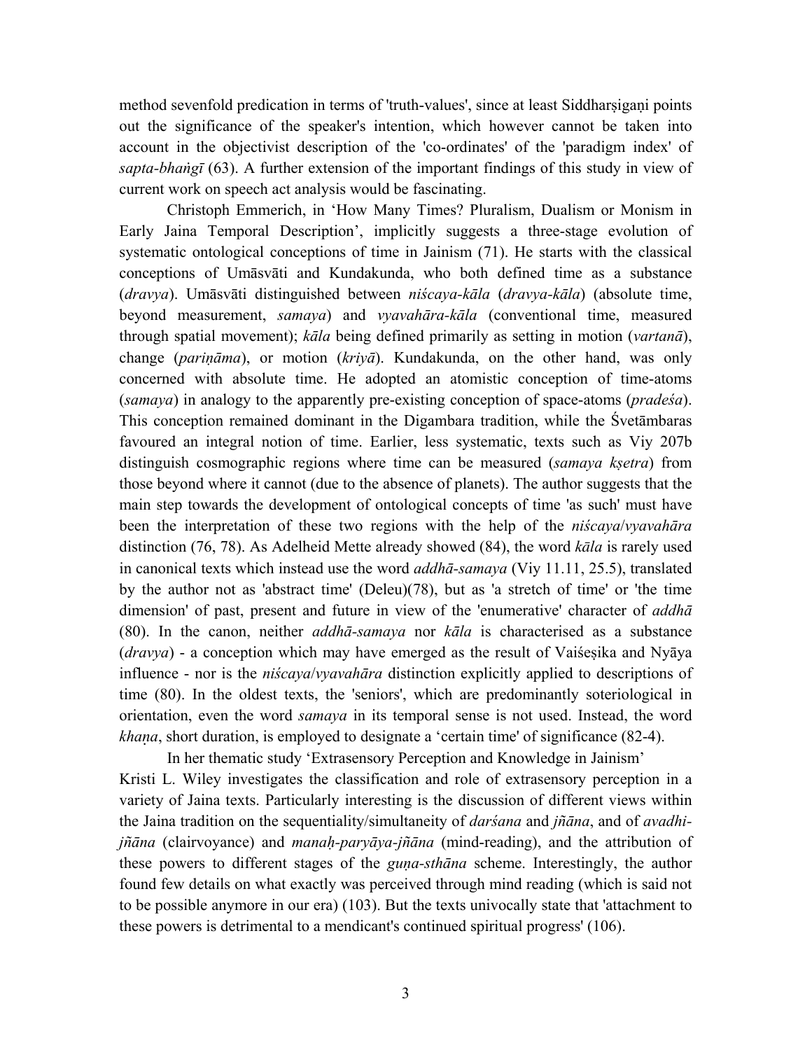method sevenfold predication in terms of 'truth-values', since at least Siddharṣigaṇi points out the significance of the speaker's intention, which however cannot be taken into account in the objectivist description of the 'co-ordinates' of the 'paradigm index' of *sapta-bhaṅgī* (63). A further extension of the important findings of this study in view of current work on speech act analysis would be fascinating.

Christoph Emmerich, in 'How Many Times? Pluralism, Dualism or Monism in Early Jaina Temporal Description', implicitly suggests a three-stage evolution of systematic ontological conceptions of time in Jainism (71). He starts with the classical conceptions of Umāsvāti and Kundakunda, who both defined time as a substance (*dravya*). Umāsvāti distinguished between *niścaya-kāla* (*dravya-kāla*) (absolute time, beyond measurement, *samaya*) and *vyavahāra-kāla* (conventional time, measured through spatial movement); *kāla* being defined primarily as setting in motion (*vartanā*), change (*pariṇāma*), or motion (*kriyā*). Kundakunda, on the other hand, was only concerned with absolute time. He adopted an atomistic conception of time-atoms (*samaya*) in analogy to the apparently pre-existing conception of space-atoms (*pradeśa*). This conception remained dominant in the Digambara tradition, while the Śvetāmbaras favoured an integral notion of time. Earlier, less systematic, texts such as Viy 207b distinguish cosmographic regions where time can be measured (*samaya kṣetra*) from those beyond where it cannot (due to the absence of planets). The author suggests that the main step towards the development of ontological concepts of time 'as such' must have been the interpretation of these two regions with the help of the *niścaya*/*vyavahāra* distinction (76, 78). As Adelheid Mette already showed (84), the word *kāla* is rarely used in canonical texts which instead use the word *addhā-samaya* (Viy 11.11, 25.5), translated by the author not as 'abstract time' (Deleu)(78), but as 'a stretch of time' or 'the time dimension' of past, present and future in view of the 'enumerative' character of *addhā* (80). In the canon, neither *addhā-samaya* nor *kāla* is characterised as a substance (*dravya*) - a conception which may have emerged as the result of Vaiśeṣika and Nyāya influence - nor is the *niścaya*/*vyavahāra* distinction explicitly applied to descriptions of time (80). In the oldest texts, the 'seniors', which are predominantly soteriological in orientation, even the word *samaya* in its temporal sense is not used. Instead, the word *khaṇa*, short duration, is employed to designate a 'certain time' of significance (82-4).

In her thematic study 'Extrasensory Perception and Knowledge in Jainism' Kristi L. Wiley investigates the classification and role of extrasensory perception in a variety of Jaina texts. Particularly interesting is the discussion of different views within the Jaina tradition on the sequentiality/simultaneity of *darśana* and *jñāna*, and of *avadhi-jñāna* (clairvoyance) and *manaḥ-paryāya-jñāna* (mind-reading), and the attribution of these powers to different stages of the *guṇa-sthāna* scheme. Interestingly, the author found few details on what exactly was perceived through mind reading (which is said not to be possible anymore in our era) (103). But the texts univocally state that 'attachment to these powers is detrimental to a mendicant's continued spiritual progress' (106).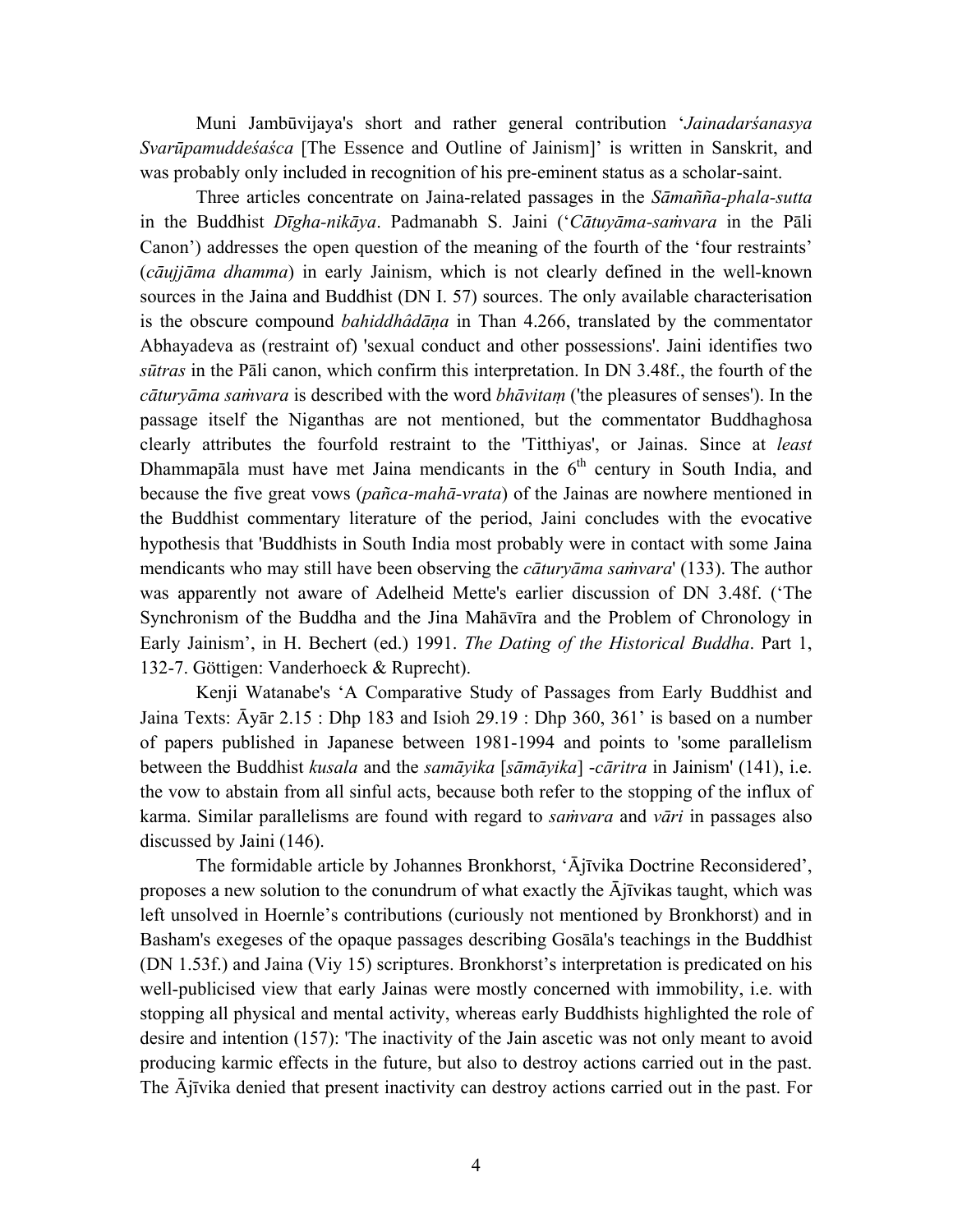Muni Jambūvijaya's short and rather general contribution '*Jainadarśanasya Svarūpamuddeśaśca* [The Essence and Outline of Jainism]' is written in Sanskrit, and was probably only included in recognition of his pre-eminent status as a scholar-saint.

Three articles concentrate on Jaina-related passages in the *Sāmañña-phala-sutta* in the Buddhist *Dīgha-nikāya*. Padmanabh S. Jaini ('*Cātuyāma-saṁvara* in the Pāli Canon') addresses the open question of the meaning of the fourth of the 'four restraints' (*cāujjāma dhamma*) in early Jainism, which is not clearly defined in the well-known sources in the Jaina and Buddhist (DN I. 57) sources. The only available characterisation is the obscure compound *bahiddhâdāṇa* in Than 4.266, translated by the commentator Abhayadeva as (restraint of) 'sexual conduct and other possessions'. Jaini identifies two *sūtras* in the Pāli canon, which confirm this interpretation. In DN 3.48f., the fourth of the *cāturyāma saṁvara* is described with the word *bhāvitaṃ* ('the pleasures of senses'). In the passage itself the Niganthas are not mentioned, but the commentator Buddhaghosa clearly attributes the fourfold restraint to the 'Titthiyas', or Jainas. Since at *least* Dhammapāla must have met Jaina mendicants in the 6th century in South India, and because the five great vows (*pañca-mahā-vrata*) of the Jainas are nowhere mentioned in the Buddhist commentary literature of the period, Jaini concludes with the evocative hypothesis that 'Buddhists in South India most probably were in contact with some Jaina mendicants who may still have been observing the *cāturyāma saṁvara*' (133). The author was apparently not aware of Adelheid Mette's earlier discussion of DN 3.48f. ('The Synchronism of the Buddha and the Jina Mahāvīra and the Problem of Chronology in Early Jainism', in H. Bechert (ed.) 1991. *The Dating of the Historical Buddha*. Part 1, 132-7. Göttigen: Vanderhoeck & Ruprecht).

Kenji Watanabe's 'A Comparative Study of Passages from Early Buddhist and Jaina Texts: Āyār 2.15 : Dhp 183 and Isioh 29.19 : Dhp 360, 361' is based on a number of papers published in Japanese between 1981-1994 and points to 'some parallelism between the Buddhist *kusala* and the *samāyika* [*sāmāyika*] -*cāritra* in Jainism' (141), i.e. the vow to abstain from all sinful acts, because both refer to the stopping of the influx of karma. Similar parallelisms are found with regard to *saṁvara* and *vāri* in passages also discussed by Jaini (146).

The formidable article by Johannes Bronkhorst, 'Ājīvika Doctrine Reconsidered', proposes a new solution to the conundrum of what exactly the Ājīvikas taught, which was left unsolved in Hoernle's contributions (curiously not mentioned by Bronkhorst) and in Basham's exegeses of the opaque passages describing Gosāla's teachings in the Buddhist (DN 1.53f.) and Jaina (Viy 15) scriptures. Bronkhorst's interpretation is predicated on his well-publicised view that early Jainas were mostly concerned with immobility, i.e. with stopping all physical and mental activity, whereas early Buddhists highlighted the role of desire and intention (157): 'The inactivity of the Jain ascetic was not only meant to avoid producing karmic effects in the future, but also to destroy actions carried out in the past. The Ājīvika denied that present inactivity can destroy actions carried out in the past. For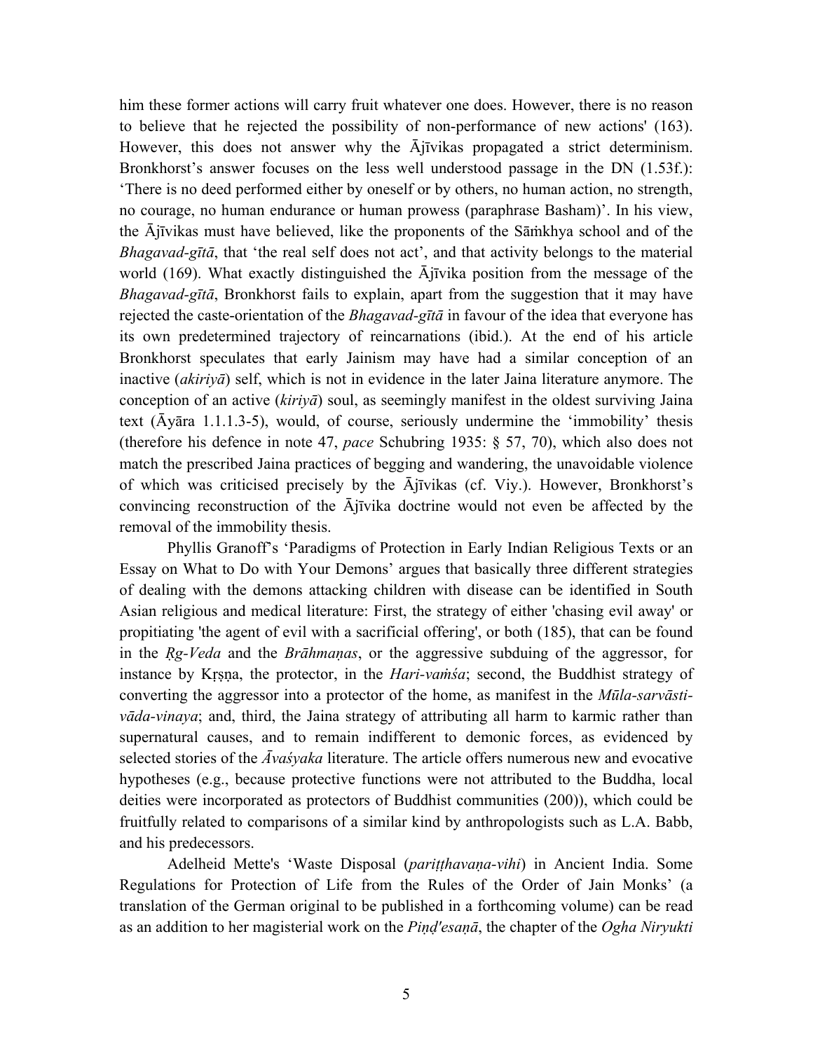him these former actions will carry fruit whatever one does. However, there is no reason to believe that he rejected the possibility of non-performance of new actions' (163). However, this does not answer why the Ājīvikas propagated a strict determinism. Bronkhorst's answer focuses on the less well understood passage in the DN (1.53f.): 'There is no deed performed either by oneself or by others, no human action, no strength, no courage, no human endurance or human prowess (paraphrase Basham)'. In his view, the Ājīvikas must have believed, like the proponents of the Sāṁkhya school and of the *Bhagavad-gītā*, that 'the real self does not act', and that activity belongs to the material world (169). What exactly distinguished the Ājīvika position from the message of the *Bhagavad-gītā*, Bronkhorst fails to explain, apart from the suggestion that it may have rejected the caste-orientation of the *Bhagavad-gītā* in favour of the idea that everyone has its own predetermined trajectory of reincarnations (ibid.). At the end of his article Bronkhorst speculates that early Jainism may have had a similar conception of an inactive (*akiriyā*) self, which is not in evidence in the later Jaina literature anymore. The conception of an active (*kiriyā*) soul, as seemingly manifest in the oldest surviving Jaina text (Āyāra 1.1.1.3-5), would, of course, seriously undermine the 'immobility' thesis (therefore his defence in note 47, *pace* Schubring 1935: § 57, 70), which also does not match the prescribed Jaina practices of begging and wandering, the unavoidable violence of which was criticised precisely by the Ājīvikas (cf. Viy.). However, Bronkhorst's convincing reconstruction of the Ājīvika doctrine would not even be affected by the removal of the immobility thesis.

Phyllis Granoff's 'Paradigms of Protection in Early Indian Religious Texts or an Essay on What to Do with Your Demons' argues that basically three different strategies of dealing with the demons attacking children with disease can be identified in South Asian religious and medical literature: First, the strategy of either 'chasing evil away' or propitiating 'the agent of evil with a sacrificial offering', or both (185), that can be found in the *Ṛg-Veda* and the *Brāhmaṇas*, or the aggressive subduing of the aggressor, for instance by Kṛṣṇa, the protector, in the *Hari-vaṁśa*; second, the Buddhist strategy of converting the aggressor into a protector of the home, as manifest in the *Mūla-sarvāsti-vāda-vinaya*; and, third, the Jaina strategy of attributing all harm to karmic rather than supernatural causes, and to remain indifferent to demonic forces, as evidenced by selected stories of the *Āvaśyaka* literature. The article offers numerous new and evocative hypotheses (e.g., because protective functions were not attributed to the Buddha, local deities were incorporated as protectors of Buddhist communities (200)), which could be fruitfully related to comparisons of a similar kind by anthropologists such as L.A. Babb, and his predecessors.

Adelheid Mette's 'Waste Disposal (*pariṭṭhavaṇa-vihi*) in Ancient India. Some Regulations for Protection of Life from the Rules of the Order of Jain Monks' (a translation of the German original to be published in a forthcoming volume) can be read as an addition to her magisterial work on the *Piṇḍ'esaṇā*, the chapter of the *Ogha Niryukti*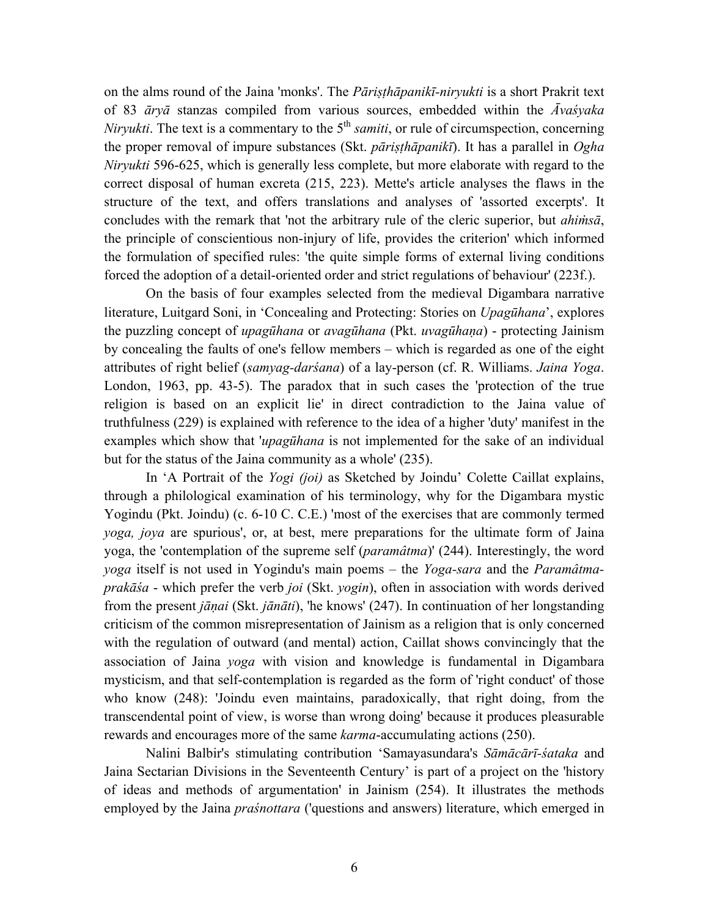on the alms round of the Jaina 'monks'. The *Pāriṣṭhāpanikī-niryukti* is a short Prakrit text of 83 *āryā* stanzas compiled from various sources, embedded within the *Āvaśyaka Niryukti*. The text is a commentary to the 5th *samiti*, or rule of circumspection, concerning the proper removal of impure substances (Skt. *pāriṣṭhāpanikī*). It has a parallel in *Ogha Niryukti* 596-625, which is generally less complete, but more elaborate with regard to the correct disposal of human excreta (215, 223). Mette's article analyses the flaws in the structure of the text, and offers translations and analyses of 'assorted excerpts'. It concludes with the remark that 'not the arbitrary rule of the cleric superior, but *ahiṁsā*, the principle of conscientious non-injury of life, provides the criterion' which informed the formulation of specified rules: 'the quite simple forms of external living conditions forced the adoption of a detail-oriented order and strict regulations of behaviour' (223f.).

On the basis of four examples selected from the medieval Digambara narrative literature, Luitgard Soni, in 'Concealing and Protecting: Stories on *Upagūhana*', explores the puzzling concept of *upagūhana* or *avagūhana* (Pkt. *uvagūhaṇa*) - protecting Jainism by concealing the faults of one's fellow members – which is regarded as one of the eight attributes of right belief (*samyag-darśana*) of a lay-person (cf. R. Williams. *Jaina Yoga*. London, 1963, pp. 43-5). The paradox that in such cases the 'protection of the true religion is based on an explicit lie' in direct contradiction to the Jaina value of truthfulness (229) is explained with reference to the idea of a higher 'duty' manifest in the examples which show that '*upagūhana* is not implemented for the sake of an individual but for the status of the Jaina community as a whole' (235).

In 'A Portrait of the *Yogi (joi)* as Sketched by Joindu' Colette Caillat explains, through a philological examination of his terminology, why for the Digambara mystic Yogindu (Pkt. Joindu) (c. 6-10 C. C.E.) 'most of the exercises that are commonly termed *yoga, joya* are spurious', or, at best, mere preparations for the ultimate form of Jaina yoga, the 'contemplation of the supreme self (*paramâtma*)' (244). Interestingly, the word *yoga* itself is not used in Yogindu's main poems – the *Yoga-sara* and the *Paramâtma-prakāśa* - which prefer the verb *joi* (Skt. *yogin*), often in association with words derived from the present *jāṇai* (Skt. *jānāti*), 'he knows' (247). In continuation of her longstanding criticism of the common misrepresentation of Jainism as a religion that is only concerned with the regulation of outward (and mental) action, Caillat shows convincingly that the association of Jaina *yoga* with vision and knowledge is fundamental in Digambara mysticism, and that self-contemplation is regarded as the form of 'right conduct' of those who know (248): 'Joindu even maintains, paradoxically, that right doing, from the transcendental point of view, is worse than wrong doing' because it produces pleasurable rewards and encourages more of the same *karma*-accumulating actions (250).

Nalini Balbir's stimulating contribution 'Samayasundara's *Sāmācārī-śataka* and Jaina Sectarian Divisions in the Seventeenth Century' is part of a project on the 'history of ideas and methods of argumentation' in Jainism (254). It illustrates the methods employed by the Jaina *praśnottara* ('questions and answers) literature, which emerged in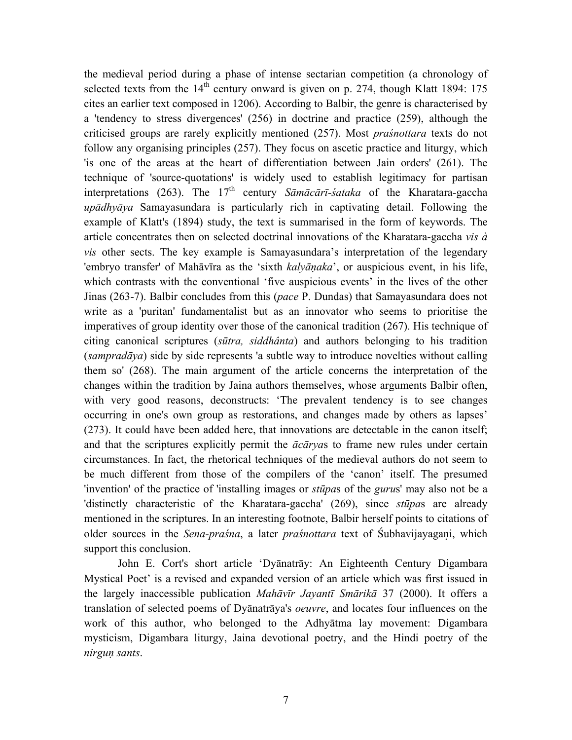the medieval period during a phase of intense sectarian competition (a chronology of selected texts from the 14th century onward is given on p. 274, though Klatt 1894: 175 cites an earlier text composed in 1206). According to Balbir, the genre is characterised by a 'tendency to stress divergences' (256) in doctrine and practice (259), although the criticised groups are rarely explicitly mentioned (257). Most *praśnottara* texts do not follow any organising principles (257). They focus on ascetic practice and liturgy, which 'is one of the areas at the heart of differentiation between Jain orders' (261). The technique of 'source-quotations' is widely used to establish legitimacy for partisan interpretations (263). The 17th century *Sāmācārī-śataka* of the Kharatara-gaccha *upādhyāya* Samayasundara is particularly rich in captivating detail. Following the example of Klatt's (1894) study, the text is summarised in the form of keywords. The article concentrates then on selected doctrinal innovations of the Kharatara-gaccha *vis à vis* other sects. The key example is Samayasundara's interpretation of the legendary 'embryo transfer' of Mahāvīra as the 'sixth *kalyāṇaka*', or auspicious event, in his life, which contrasts with the conventional 'five auspicious events' in the lives of the other Jinas (263-7). Balbir concludes from this (*pace* P. Dundas) that Samayasundara does not write as a 'puritan' fundamentalist but as an innovator who seems to prioritise the imperatives of group identity over those of the canonical tradition (267). His technique of citing canonical scriptures (*sūtra, siddhânta*) and authors belonging to his tradition (*sampradāya*) side by side represents 'a subtle way to introduce novelties without calling them so' (268). The main argument of the article concerns the interpretation of the changes within the tradition by Jaina authors themselves, whose arguments Balbir often, with very good reasons, deconstructs: 'The prevalent tendency is to see changes occurring in one's own group as restorations, and changes made by others as lapses' (273). It could have been added here, that innovations are detectable in the canon itself; and that the scriptures explicitly permit the *ācārya*s to frame new rules under certain circumstances. In fact, the rhetorical techniques of the medieval authors do not seem to be much different from those of the compilers of the 'canon' itself. The presumed 'invention' of the practice of 'installing images or *stūpa*s of the *guru*s' may also not be a 'distinctly characteristic of the Kharatara-gaccha' (269), since *stūpa*s are already mentioned in the scriptures. In an interesting footnote, Balbir herself points to citations of older sources in the *Sena-praśna*, a later *praśnottara* text of Śubhavijayagaṇi, which support this conclusion.

John E. Cort's short article 'Dyānatrāy: An Eighteenth Century Digambara Mystical Poet' is a revised and expanded version of an article which was first issued in the largely inaccessible publication *Mahāvīr Jayantī Smārikā* 37 (2000). It offers a translation of selected poems of Dyānatrāya's *oeuvre*, and locates four influences on the work of this author, who belonged to the Adhyātma lay movement: Digambara mysticism, Digambara liturgy, Jaina devotional poetry, and the Hindi poetry of the *nirguṇ sants*.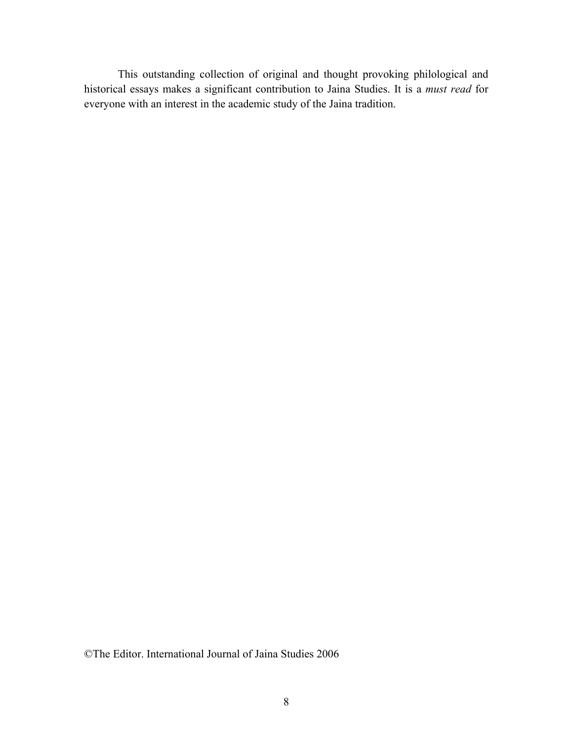This outstanding collection of original and thought provoking philological and historical essays makes a significant contribution to Jaina Studies. It is a *must read* for everyone with an interest in the academic study of the Jaina tradition.

©The Editor. International Journal of Jaina Studies 2006